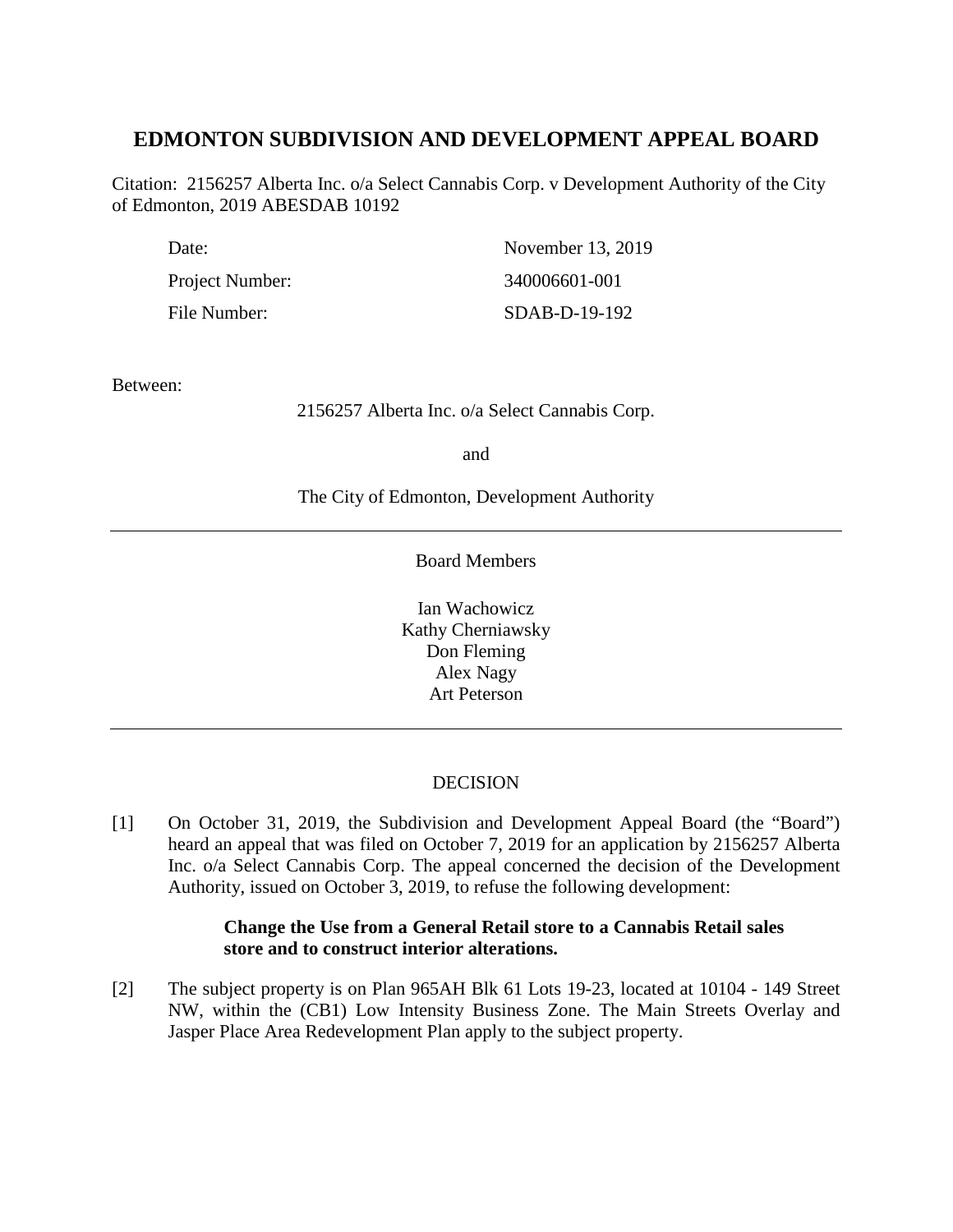# EDMONTON SUBDIVISION AND DEVELOPMENT APPEAL BOARD

Citation: 2156257 Alberta Inc. o/a Select Cannabis Corp. v Development Authority of the City of Edmonton, 2019 ABESDAB 10192

| | |
|---|---|
| Date: | November 13, 2019 |
| Project Number: | 340006601-001 |
| File Number: | SDAB-D-19-192 |

Between:

2156257 Alberta Inc. o/a Select Cannabis Corp.

and

The City of Edmonton, Development Authority

---

Board Members

Ian Wachowicz
Kathy Cherniawsky
Don Fleming
Alex Nagy
Art Peterson

---

DECISION

[1] On October 31, 2019, the Subdivision and Development Appeal Board (the "Board") heard an appeal that was filed on October 7, 2019 for an application by 2156257 Alberta Inc. o/a Select Cannabis Corp. The appeal concerned the decision of the Development Authority, issued on October 3, 2019, to refuse the following development:

> **Change the Use from a General Retail store to a Cannabis Retail sales store and to construct interior alterations.**

[2] The subject property is on Plan 965AH Blk 61 Lots 19-23, located at 10104 - 149 Street NW, within the (CB1) Low Intensity Business Zone. The Main Streets Overlay and Jasper Place Area Redevelopment Plan apply to the subject property.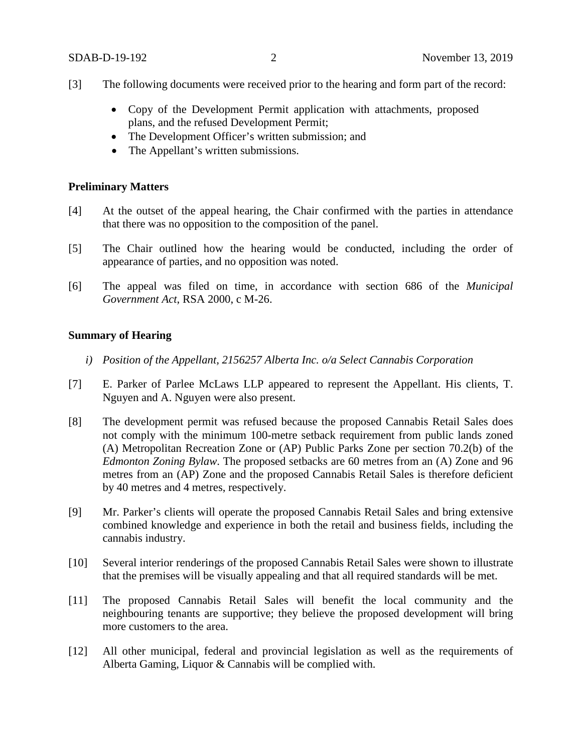[3] The following documents were received prior to the hearing and form part of the record:

- Copy of the Development Permit application with attachments, proposed plans, and the refused Development Permit;
- The Development Officer's written submission; and
- The Appellant's written submissions.

**Preliminary Matters**

[4] At the outset of the appeal hearing, the Chair confirmed with the parties in attendance that there was no opposition to the composition of the panel.

[5] The Chair outlined how the hearing would be conducted, including the order of appearance of parties, and no opposition was noted.

[6] The appeal was filed on time, in accordance with section 686 of the *Municipal Government Act*, RSA 2000, c M-26.

**Summary of Hearing**

*i) Position of the Appellant, 2156257 Alberta Inc. o/a Select Cannabis Corporation*

[7] E. Parker of Parlee McLaws LLP appeared to represent the Appellant. His clients, T. Nguyen and A. Nguyen were also present.

[8] The development permit was refused because the proposed Cannabis Retail Sales does not comply with the minimum 100-metre setback requirement from public lands zoned (A) Metropolitan Recreation Zone or (AP) Public Parks Zone per section 70.2(b) of the *Edmonton Zoning Bylaw*. The proposed setbacks are 60 metres from an (A) Zone and 96 metres from an (AP) Zone and the proposed Cannabis Retail Sales is therefore deficient by 40 metres and 4 metres, respectively.

[9] Mr. Parker's clients will operate the proposed Cannabis Retail Sales and bring extensive combined knowledge and experience in both the retail and business fields, including the cannabis industry.

[10] Several interior renderings of the proposed Cannabis Retail Sales were shown to illustrate that the premises will be visually appealing and that all required standards will be met.

[11] The proposed Cannabis Retail Sales will benefit the local community and the neighbouring tenants are supportive; they believe the proposed development will bring more customers to the area.

[12] All other municipal, federal and provincial legislation as well as the requirements of Alberta Gaming, Liquor & Cannabis will be complied with.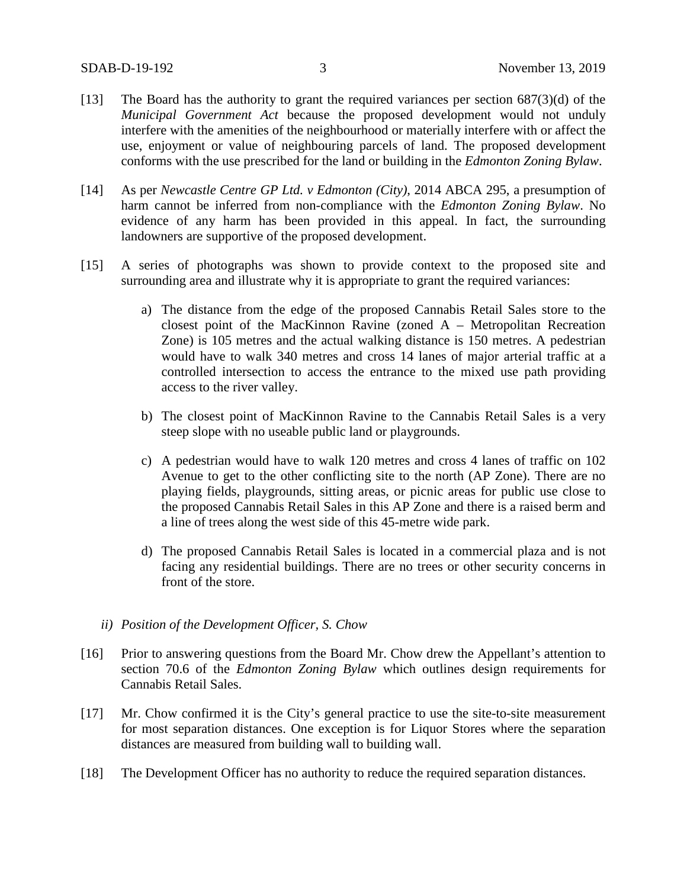[13] The Board has the authority to grant the required variances per section 687(3)(d) of the *Municipal Government Act* because the proposed development would not unduly interfere with the amenities of the neighbourhood or materially interfere with or affect the use, enjoyment or value of neighbouring parcels of land. The proposed development conforms with the use prescribed for the land or building in the *Edmonton Zoning Bylaw*.

[14] As per *Newcastle Centre GP Ltd. v Edmonton (City)*, 2014 ABCA 295, a presumption of harm cannot be inferred from non-compliance with the *Edmonton Zoning Bylaw*. No evidence of any harm has been provided in this appeal. In fact, the surrounding landowners are supportive of the proposed development.

[15] A series of photographs was shown to provide context to the proposed site and surrounding area and illustrate why it is appropriate to grant the required variances:

a) The distance from the edge of the proposed Cannabis Retail Sales store to the closest point of the MacKinnon Ravine (zoned A – Metropolitan Recreation Zone) is 105 metres and the actual walking distance is 150 metres. A pedestrian would have to walk 340 metres and cross 14 lanes of major arterial traffic at a controlled intersection to access the entrance to the mixed use path providing access to the river valley.

b) The closest point of MacKinnon Ravine to the Cannabis Retail Sales is a very steep slope with no useable public land or playgrounds.

c) A pedestrian would have to walk 120 metres and cross 4 lanes of traffic on 102 Avenue to get to the other conflicting site to the north (AP Zone). There are no playing fields, playgrounds, sitting areas, or picnic areas for public use close to the proposed Cannabis Retail Sales in this AP Zone and there is a raised berm and a line of trees along the west side of this 45-metre wide park.

d) The proposed Cannabis Retail Sales is located in a commercial plaza and is not facing any residential buildings. There are no trees or other security concerns in front of the store.

*ii) Position of the Development Officer, S. Chow*

[16] Prior to answering questions from the Board Mr. Chow drew the Appellant's attention to section 70.6 of the *Edmonton Zoning Bylaw* which outlines design requirements for Cannabis Retail Sales.

[17] Mr. Chow confirmed it is the City's general practice to use the site-to-site measurement for most separation distances. One exception is for Liquor Stores where the separation distances are measured from building wall to building wall.

[18] The Development Officer has no authority to reduce the required separation distances.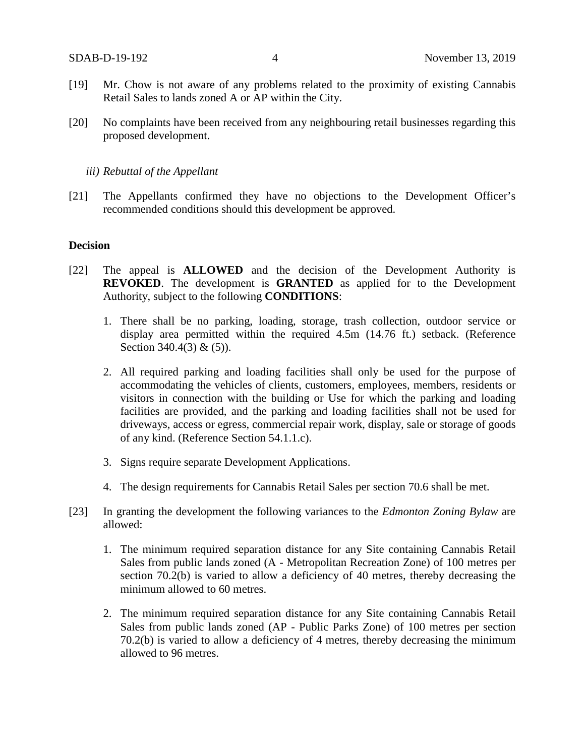[19] Mr. Chow is not aware of any problems related to the proximity of existing Cannabis Retail Sales to lands zoned A or AP within the City.

[20] No complaints have been received from any neighbouring retail businesses regarding this proposed development.

*iii) Rebuttal of the Appellant*

[21] The Appellants confirmed they have no objections to the Development Officer's recommended conditions should this development be approved.

**Decision**

[22] The appeal is **ALLOWED** and the decision of the Development Authority is **REVOKED**. The development is **GRANTED** as applied for to the Development Authority, subject to the following **CONDITIONS**:

1. There shall be no parking, loading, storage, trash collection, outdoor service or display area permitted within the required 4.5m (14.76 ft.) setback. (Reference Section 340.4(3) & (5)).

2. All required parking and loading facilities shall only be used for the purpose of accommodating the vehicles of clients, customers, employees, members, residents or visitors in connection with the building or Use for which the parking and loading facilities are provided, and the parking and loading facilities shall not be used for driveways, access or egress, commercial repair work, display, sale or storage of goods of any kind. (Reference Section 54.1.1.c).

3. Signs require separate Development Applications.

4. The design requirements for Cannabis Retail Sales per section 70.6 shall be met.

[23] In granting the development the following variances to the *Edmonton Zoning Bylaw* are allowed:

1. The minimum required separation distance for any Site containing Cannabis Retail Sales from public lands zoned (A - Metropolitan Recreation Zone) of 100 metres per section 70.2(b) is varied to allow a deficiency of 40 metres, thereby decreasing the minimum allowed to 60 metres.

2. The minimum required separation distance for any Site containing Cannabis Retail Sales from public lands zoned (AP - Public Parks Zone) of 100 metres per section 70.2(b) is varied to allow a deficiency of 4 metres, thereby decreasing the minimum allowed to 96 metres.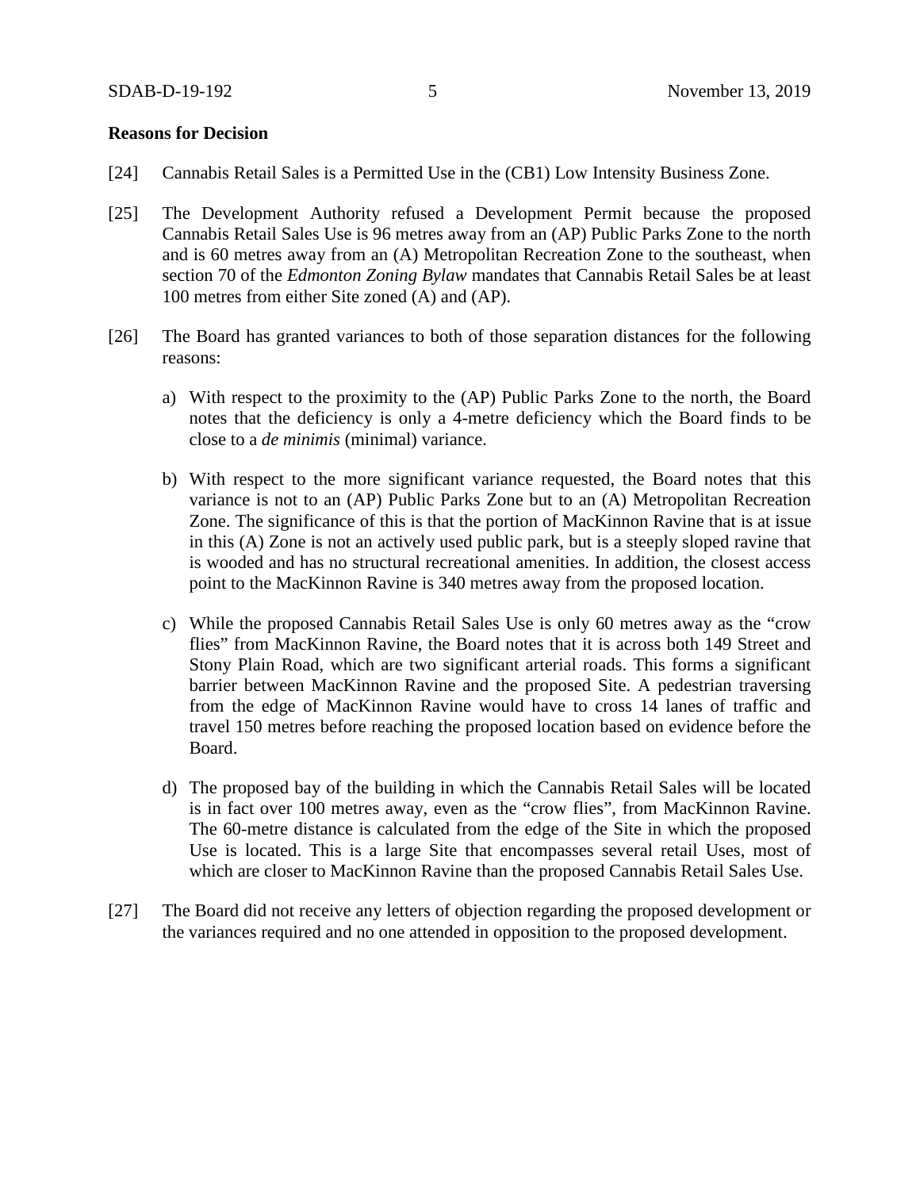**Reasons for Decision**

[24] Cannabis Retail Sales is a Permitted Use in the (CB1) Low Intensity Business Zone.

[25] The Development Authority refused a Development Permit because the proposed Cannabis Retail Sales Use is 96 metres away from an (AP) Public Parks Zone to the north and is 60 metres away from an (A) Metropolitan Recreation Zone to the southeast, when section 70 of the *Edmonton Zoning Bylaw* mandates that Cannabis Retail Sales be at least 100 metres from either Site zoned (A) and (AP).

[26] The Board has granted variances to both of those separation distances for the following reasons:

a) With respect to the proximity to the (AP) Public Parks Zone to the north, the Board notes that the deficiency is only a 4-metre deficiency which the Board finds to be close to a *de minimis* (minimal) variance.

b) With respect to the more significant variance requested, the Board notes that this variance is not to an (AP) Public Parks Zone but to an (A) Metropolitan Recreation Zone. The significance of this is that the portion of MacKinnon Ravine that is at issue in this (A) Zone is not an actively used public park, but is a steeply sloped ravine that is wooded and has no structural recreational amenities. In addition, the closest access point to the MacKinnon Ravine is 340 metres away from the proposed location.

c) While the proposed Cannabis Retail Sales Use is only 60 metres away as the "crow flies" from MacKinnon Ravine, the Board notes that it is across both 149 Street and Stony Plain Road, which are two significant arterial roads. This forms a significant barrier between MacKinnon Ravine and the proposed Site. A pedestrian traversing from the edge of MacKinnon Ravine would have to cross 14 lanes of traffic and travel 150 metres before reaching the proposed location based on evidence before the Board.

d) The proposed bay of the building in which the Cannabis Retail Sales will be located is in fact over 100 metres away, even as the "crow flies", from MacKinnon Ravine. The 60-metre distance is calculated from the edge of the Site in which the proposed Use is located. This is a large Site that encompasses several retail Uses, most of which are closer to MacKinnon Ravine than the proposed Cannabis Retail Sales Use.

[27] The Board did not receive any letters of objection regarding the proposed development or the variances required and no one attended in opposition to the proposed development.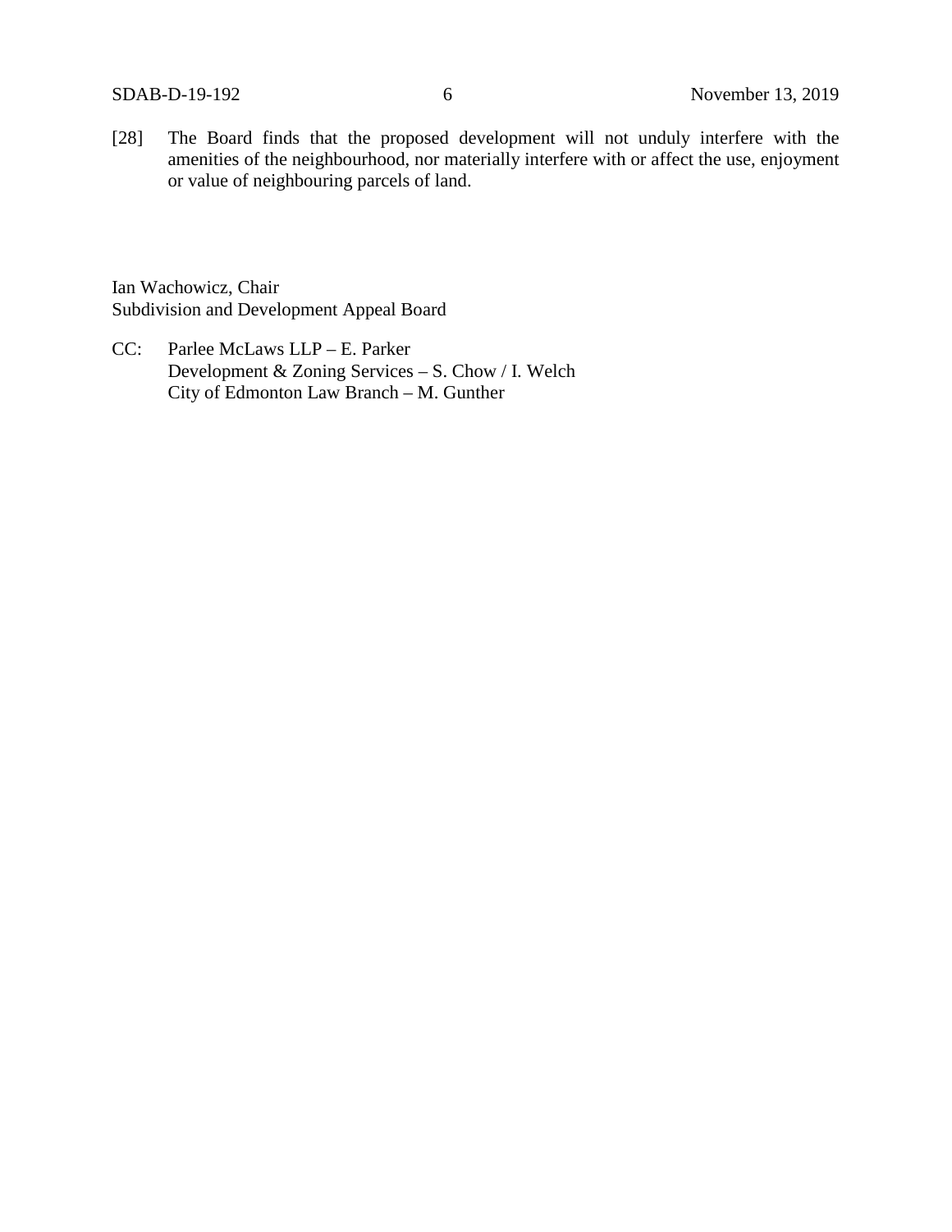[28] The Board finds that the proposed development will not unduly interfere with the amenities of the neighbourhood, nor materially interfere with or affect the use, enjoyment or value of neighbouring parcels of land.

Ian Wachowicz, Chair
Subdivision and Development Appeal Board

CC: Parlee McLaws LLP – E. Parker
Development & Zoning Services – S. Chow / I. Welch
City of Edmonton Law Branch – M. Gunther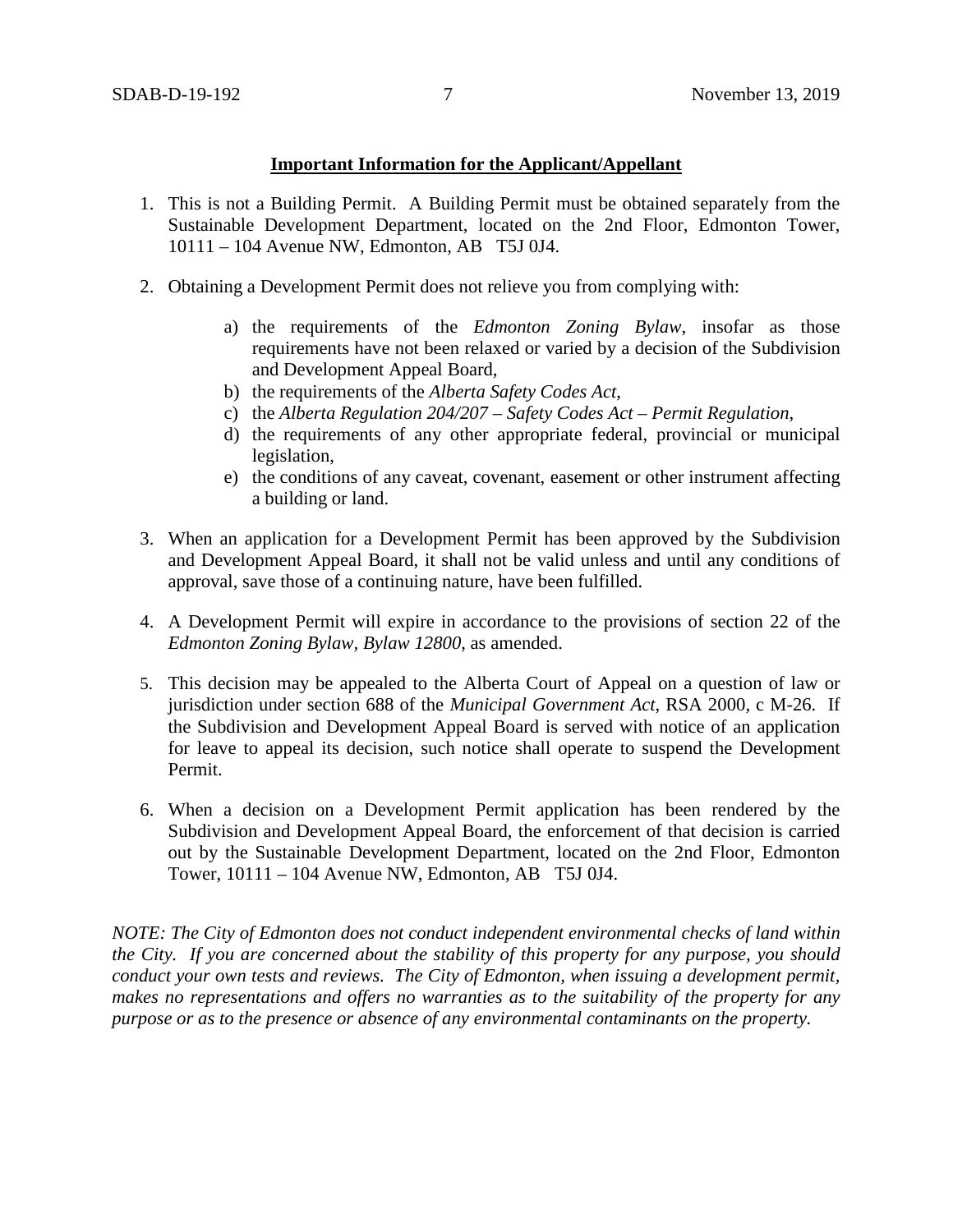**Important Information for the Applicant/Appellant**

1. This is not a Building Permit. A Building Permit must be obtained separately from the Sustainable Development Department, located on the 2nd Floor, Edmonton Tower, 10111 – 104 Avenue NW, Edmonton, AB T5J 0J4.

2. Obtaining a Development Permit does not relieve you from complying with:

   a) the requirements of the *Edmonton Zoning Bylaw*, insofar as those requirements have not been relaxed or varied by a decision of the Subdivision and Development Appeal Board,
   b) the requirements of the *Alberta Safety Codes Act*,
   c) the *Alberta Regulation 204/207 – Safety Codes Act – Permit Regulation*,
   d) the requirements of any other appropriate federal, provincial or municipal legislation,
   e) the conditions of any caveat, covenant, easement or other instrument affecting a building or land.

3. When an application for a Development Permit has been approved by the Subdivision and Development Appeal Board, it shall not be valid unless and until any conditions of approval, save those of a continuing nature, have been fulfilled.

4. A Development Permit will expire in accordance to the provisions of section 22 of the *Edmonton Zoning Bylaw, Bylaw 12800*, as amended.

5. This decision may be appealed to the Alberta Court of Appeal on a question of law or jurisdiction under section 688 of the *Municipal Government Act*, RSA 2000, c M-26. If the Subdivision and Development Appeal Board is served with notice of an application for leave to appeal its decision, such notice shall operate to suspend the Development Permit.

6. When a decision on a Development Permit application has been rendered by the Subdivision and Development Appeal Board, the enforcement of that decision is carried out by the Sustainable Development Department, located on the 2nd Floor, Edmonton Tower, 10111 – 104 Avenue NW, Edmonton, AB T5J 0J4.

*NOTE: The City of Edmonton does not conduct independent environmental checks of land within the City. If you are concerned about the stability of this property for any purpose, you should conduct your own tests and reviews. The City of Edmonton, when issuing a development permit, makes no representations and offers no warranties as to the suitability of the property for any purpose or as to the presence or absence of any environmental contaminants on the property.*